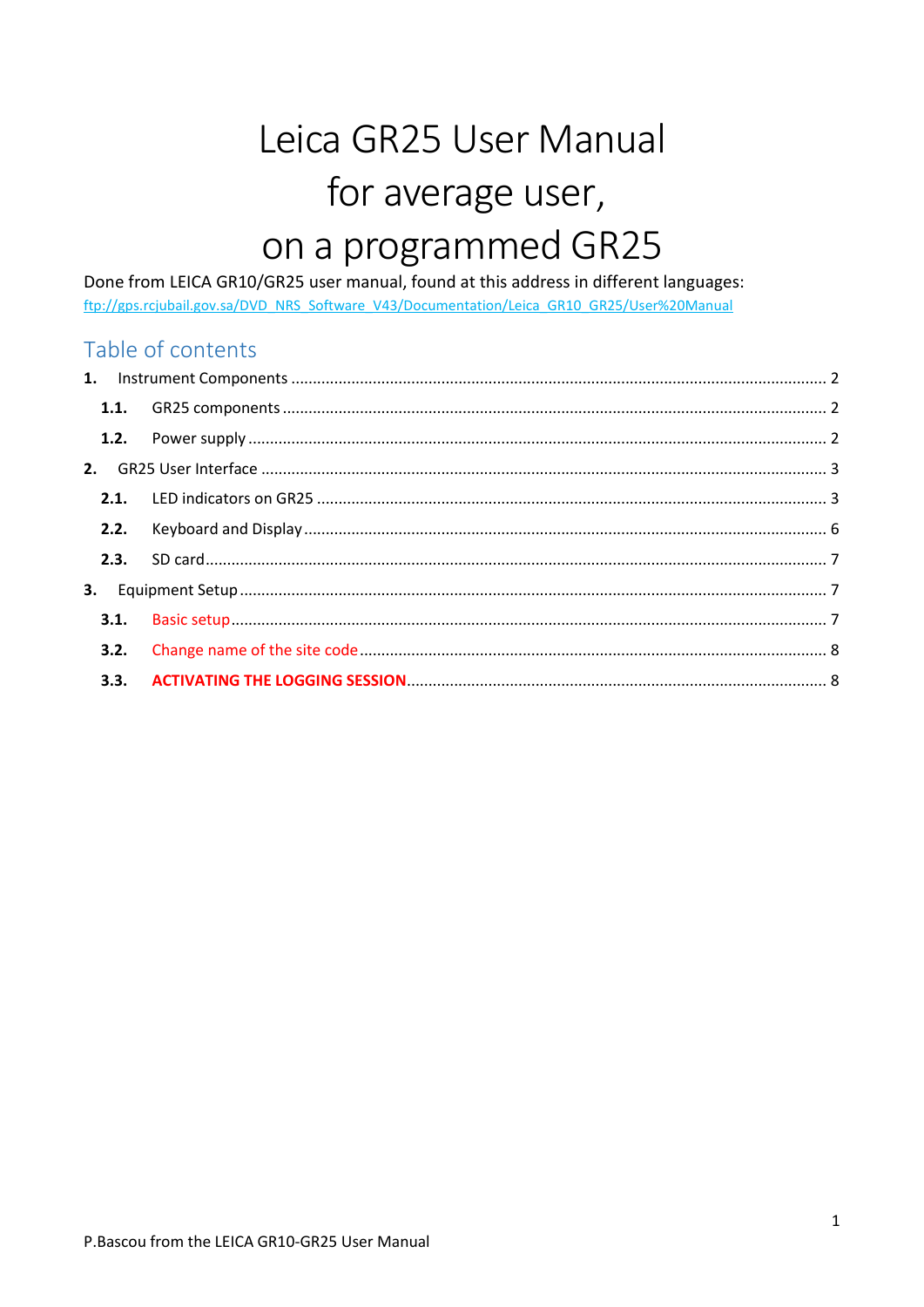# Leica GR25 User Manual for average user, on a programmed GR25

Done from LEICA GR10/GR25 user manual, found at this address in different languages:
ftp://gps.rcjubail.gov.sa/DVD_NRS_Software_V43/Documentation/Leica_GR10_GR25/User%20Manual

## Table of contents

**1.** Instrument Components ........ 2

- **1.1.** GR25 components ........ 2
- **1.2.** Power supply ........ 2

**2.** GR25 User Interface ........ 3

- **2.1.** LED indicators on GR25 ........ 3
- **2.2.** Keyboard and Display ........ 6
- **2.3.** SD card ........ 7

**3.** Equipment Setup ........ 7

- **3.1.** Basic setup ........ 7
- **3.2.** Change name of the site code ........ 8
- **3.3.** **ACTIVATING THE LOGGING SESSION** ........ 8

P.Bascou from the LEICA GR10-GR25 User Manual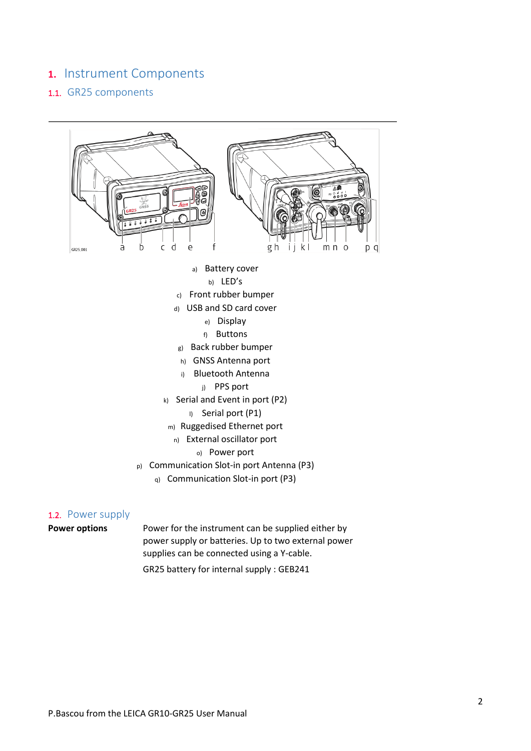# 1. Instrument Components

## 1.1. GR25 components

a) Battery cover
b) LED's
c) Front rubber bumper
d) USB and SD card cover
e) Display
f) Buttons
g) Back rubber bumper
h) GNSS Antenna port
i) Bluetooth Antenna
j) PPS port
k) Serial and Event in port (P2)
l) Serial port (P1)
m) Ruggedised Ethernet port
n) External oscillator port
o) Power port
p) Communication Slot-in port Antenna (P3)
q) Communication Slot-in port (P3)

## 1.2. Power supply

**Power options**

Power for the instrument can be supplied either by power supply or batteries. Up to two external power supplies can be connected using a Y-cable.

GR25 battery for internal supply : GEB241

P.Bascou from the LEICA GR10-GR25 User Manual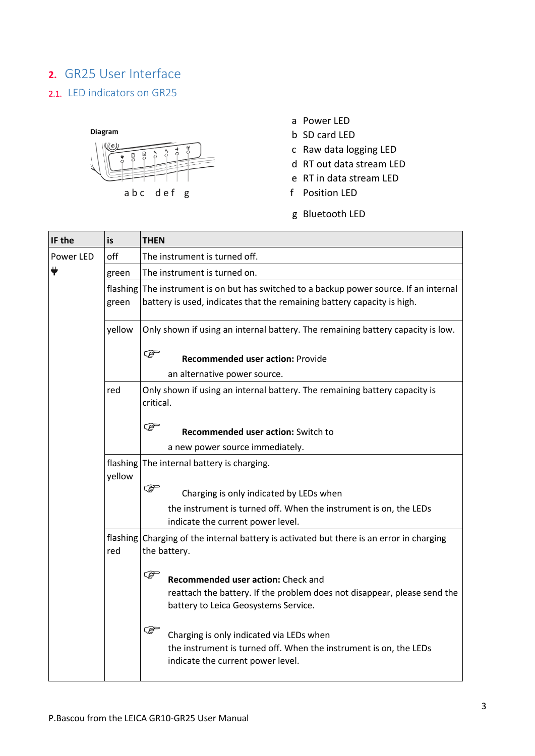## 2. GR25 User Interface

### 2.1. LED indicators on GR25

Diagram

a b c d e f g

a Power LED
b SD card LED
c Raw data logging LED
d RT out data stream LED
e RT in data stream LED
f Position LED
g Bluetooth LED

| IF the | is | THEN |
|---|---|---|
| Power LED | off | The instrument is turned off. |
| | green | The instrument is turned on. |
| | flashing green | The instrument is on but has switched to a backup power source. If an internal battery is used, indicates that the remaining battery capacity is high. |
| | yellow | Only shown if using an internal battery. The remaining battery capacity is low. ☞ **Recommended user action:** Provide an alternative power source. |
| | red | Only shown if using an internal battery. The remaining battery capacity is critical. ☞ **Recommended user action:** Switch to a new power source immediately. |
| | flashing yellow | The internal battery is charging. ☞ Charging is only indicated by LEDs when the instrument is turned off. When the instrument is on, the LEDs indicate the current power level. |
| | flashing red | Charging of the internal battery is activated but there is an error in charging the battery. ☞ **Recommended user action:** Check and reattach the battery. If the problem does not disappear, please send the battery to Leica Geosystems Service. ☞ Charging is only indicated via LEDs when the instrument is turned off. When the instrument is on, the LEDs indicate the current power level. |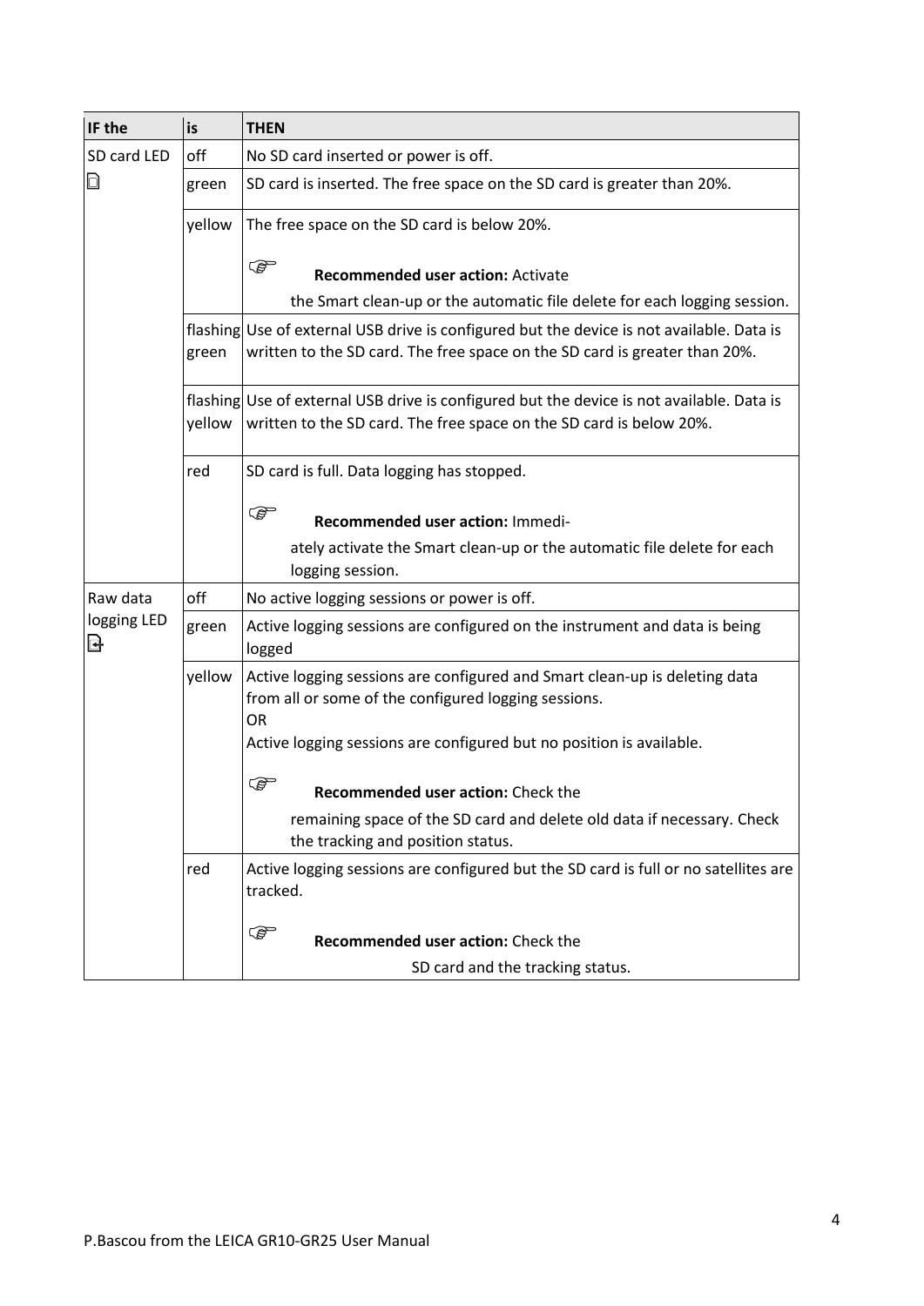| IF the | is | THEN |
|---|---|---|
| SD card LED | off | No SD card inserted or power is off. |
| | green | SD card is inserted. The free space on the SD card is greater than 20%. |
| | yellow | The free space on the SD card is below 20%. ☞ **Recommended user action:** Activate the Smart clean-up or the automatic file delete for each logging session. |
| | flashing green | Use of external USB drive is configured but the device is not available. Data is written to the SD card. The free space on the SD card is greater than 20%. |
| | flashing yellow | Use of external USB drive is configured but the device is not available. Data is written to the SD card. The free space on the SD card is below 20%. |
| | red | SD card is full. Data logging has stopped. ☞ **Recommended user action:** Immediately activate the Smart clean-up or the automatic file delete for each logging session. |
| Raw data logging LED | off | No active logging sessions or power is off. |
| | green | Active logging sessions are configured on the instrument and data is being logged |
| | yellow | Active logging sessions are configured and Smart clean-up is deleting data from all or some of the configured logging sessions. OR Active logging sessions are configured but no position is available. ☞ **Recommended user action:** Check the remaining space of the SD card and delete old data if necessary. Check the tracking and position status. |
| | red | Active logging sessions are configured but the SD card is full or no satellites are tracked. ☞ **Recommended user action:** Check the SD card and the tracking status. |

P.Bascou from the LEICA GR10-GR25 User Manual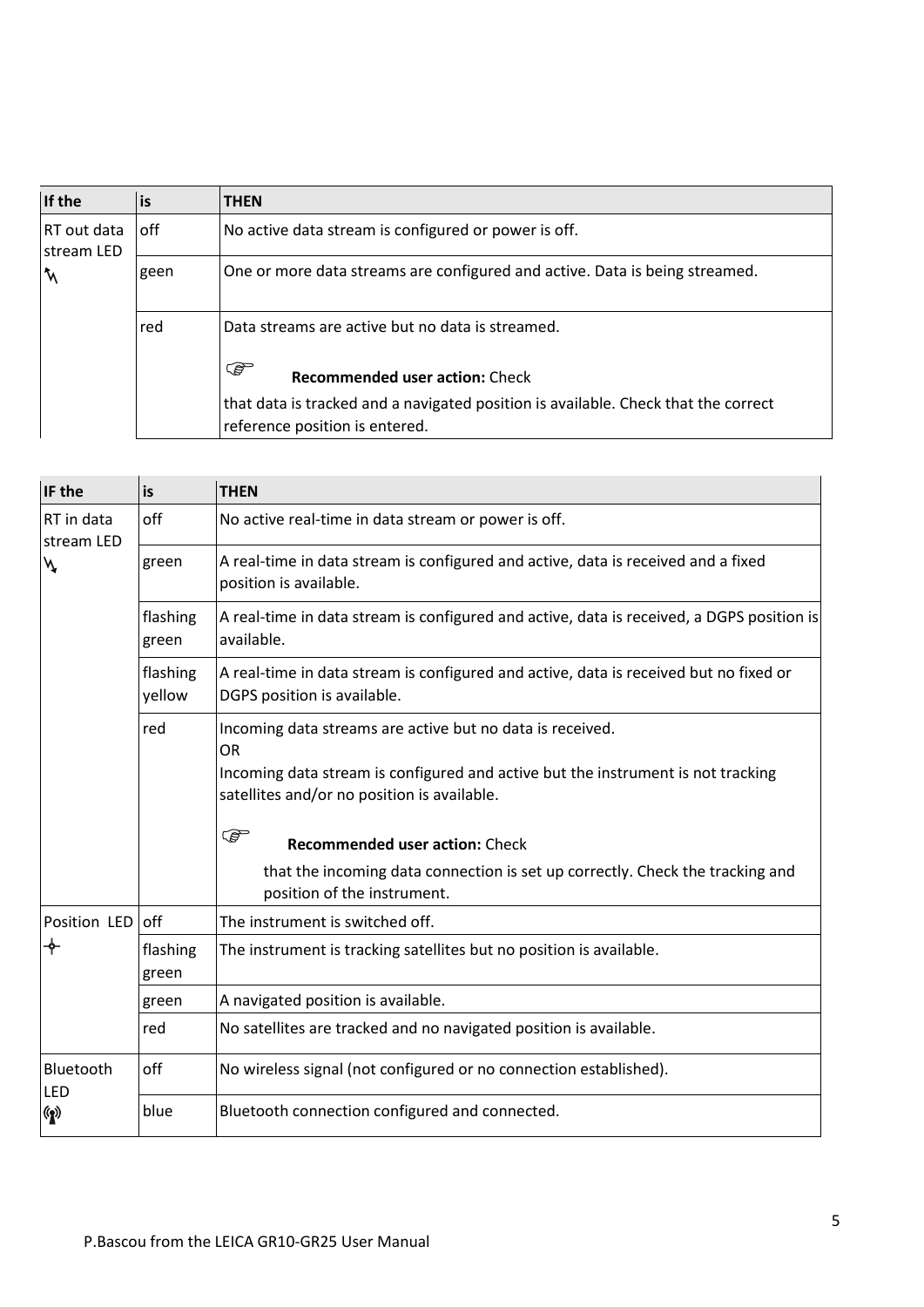| If the | is | THEN |
|---|---|---|
| RT out data stream LED | off | No active data stream is configured or power is off. |
| | geen | One or more data streams are configured and active. Data is being streamed. |
| | red | Data streams are active but no data is streamed.<br><br>☞ **Recommended user action:** Check<br><br>that data is tracked and a navigated position is available. Check that the correct reference position is entered. |

| IF the | is | THEN |
|---|---|---|
| RT in data stream LED | off | No active real-time in data stream or power is off. |
| | green | A real-time in data stream is configured and active, data is received and a fixed position is available. |
| | flashing green | A real-time in data stream is configured and active, data is received, a DGPS position is available. |
| | flashing yellow | A real-time in data stream is configured and active, data is received but no fixed or DGPS position is available. |
| | red | Incoming data streams are active but no data is received.<br>OR<br>Incoming data stream is configured and active but the instrument is not tracking satellites and/or no position is available.<br><br>☞ **Recommended user action:** Check<br><br>that the incoming data connection is set up correctly. Check the tracking and position of the instrument. |
| Position LED | off | The instrument is switched off. |
| | flashing green | The instrument is tracking satellites but no position is available. |
| | green | A navigated position is available. |
| | red | No satellites are tracked and no navigated position is available. |
| Bluetooth LED | off | No wireless signal (not configured or no connection established). |
| | blue | Bluetooth connection configured and connected. |

P.Bascou from the LEICA GR10-GR25 User Manual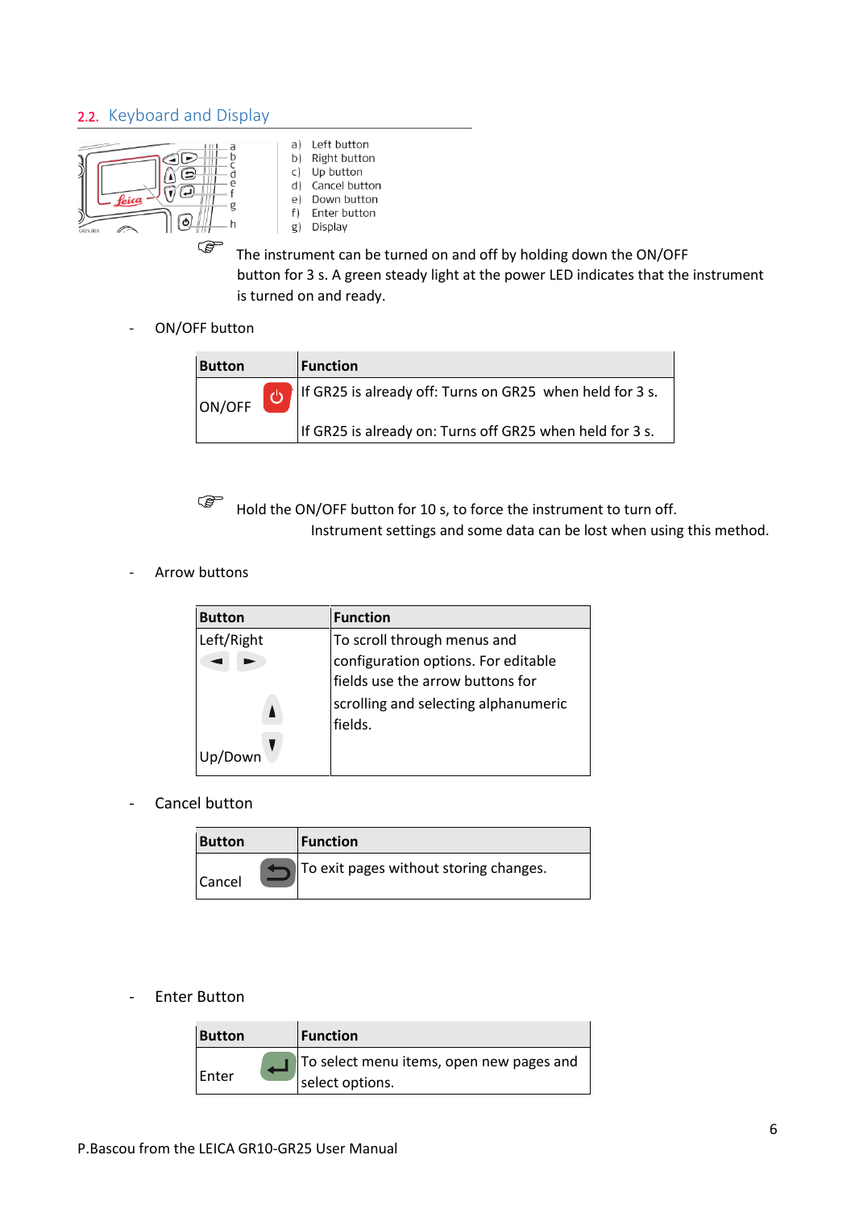## 2.2. Keyboard and Display

a) Left button
b) Right button
c) Up button
d) Cancel button
e) Down button
f) Enter button
g) Display

The instrument can be turned on and off by holding down the ON/OFF button for 3 s. A green steady light at the power LED indicates that the instrument is turned on and ready.

- ON/OFF button

| Button | Function |
|---|---|
| ON/OFF | If GR25 is already off: Turns on GR25 when held for 3 s.<br><br>If GR25 is already on: Turns off GR25 when held for 3 s. |

Hold the ON/OFF button for 10 s, to force the instrument to turn off.
Instrument settings and some data can be lost when using this method.

- Arrow buttons

| Button | Function |
|---|---|
| Left/Right<br><br>Up/Down | To scroll through menus and configuration options. For editable fields use the arrow buttons for scrolling and selecting alphanumeric fields. |

- Cancel button

| Button | Function |
|---|---|
| Cancel | To exit pages without storing changes. |

- Enter Button

| Button | Function |
|---|---|
| Enter | To select menu items, open new pages and select options. |

P.Bascou from the LEICA GR10-GR25 User Manual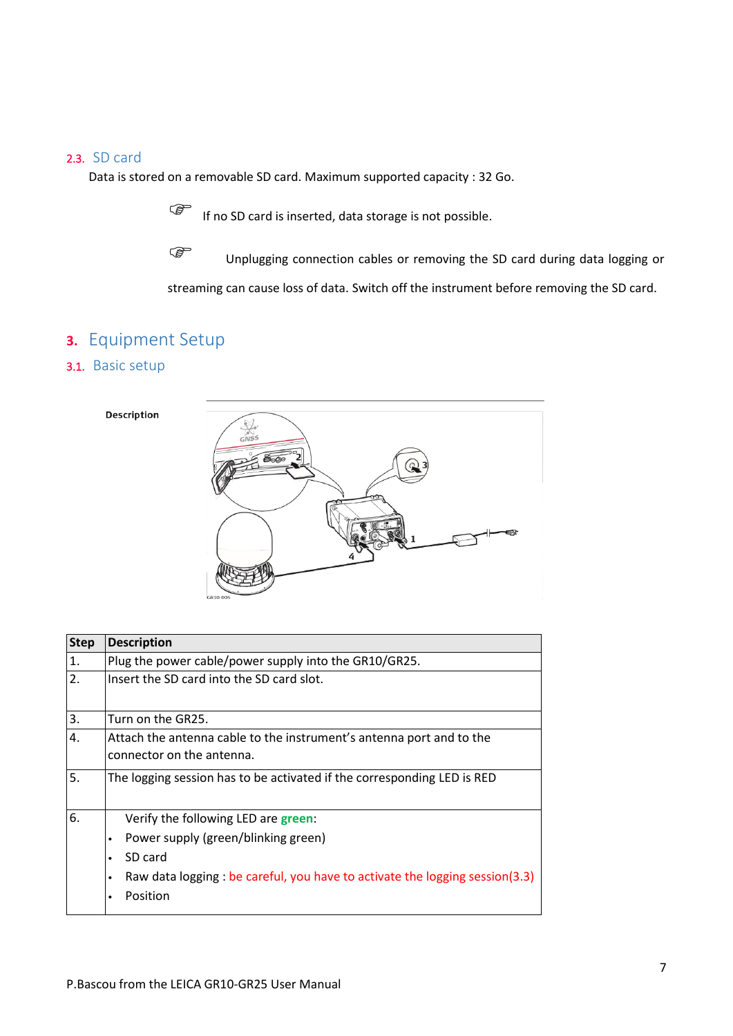## 2.3. SD card

Data is stored on a removable SD card. Maximum supported capacity : 32 Go.

☞ If no SD card is inserted, data storage is not possible.

☞ Unplugging connection cables or removing the SD card during data logging or streaming can cause loss of data. Switch off the instrument before removing the SD card.

# 3. Equipment Setup

## 3.1. Basic setup

**Description**

| Step | Description |
|---|---|
| 1. | Plug the power cable/power supply into the GR10/GR25. |
| 2. | Insert the SD card into the SD card slot. |
| 3. | Turn on the GR25. |
| 4. | Attach the antenna cable to the instrument's antenna port and to the connector on the antenna. |
| 5. | The logging session has to be activated if the corresponding LED is RED |
| 6. | Verify the following LED are **green**:<br>• Power supply (green/blinking green)<br>• SD card<br>• Raw data logging : be careful, you have to activate the logging session(3.3)<br>• Position |

P.Bascou from the LEICA GR10-GR25 User Manual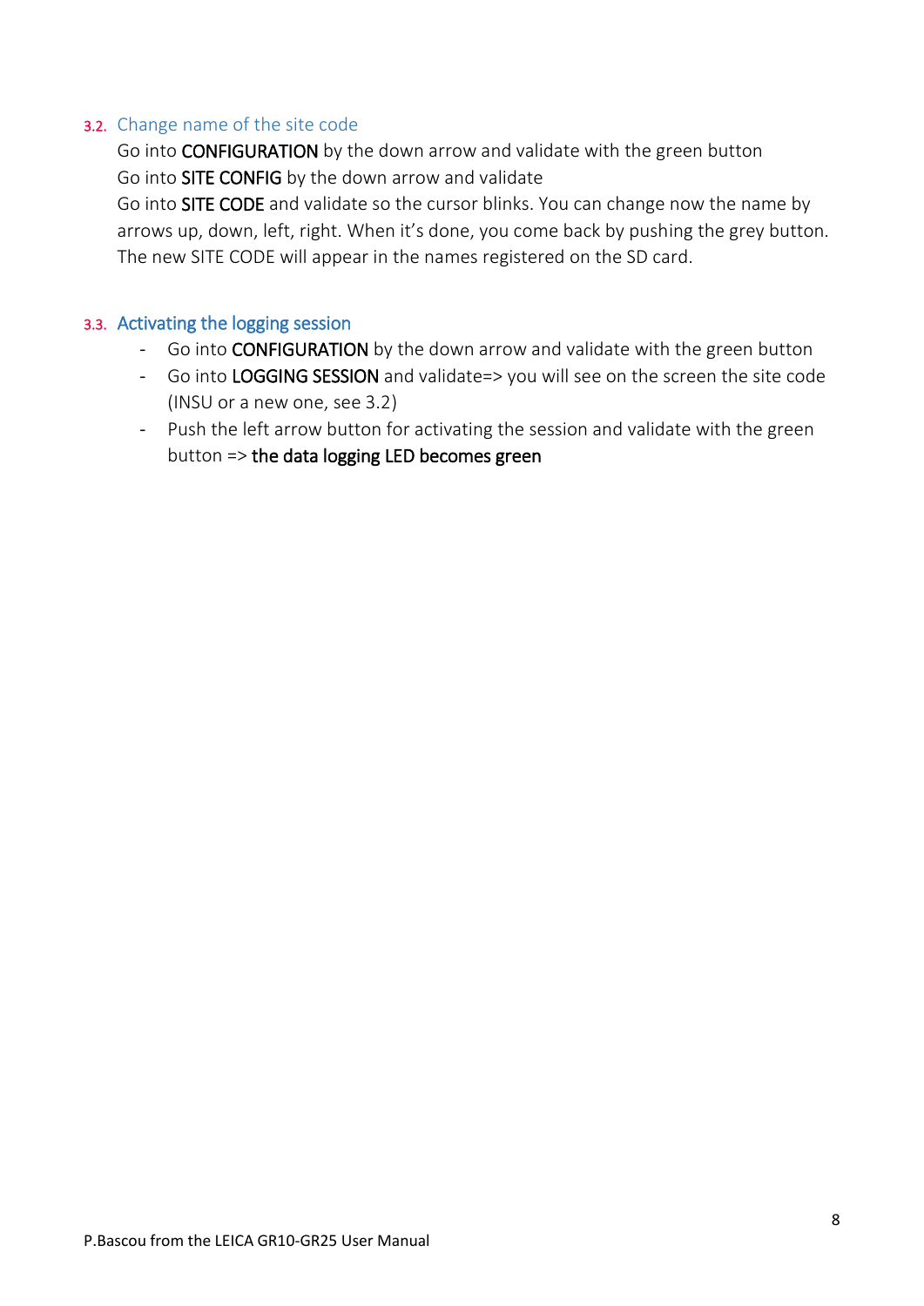### 3.2. Change name of the site code

Go into CONFIGURATION by the down arrow and validate with the green button
Go into SITE CONFIG by the down arrow and validate
Go into SITE CODE and validate so the cursor blinks. You can change now the name by arrows up, down, left, right. When it's done, you come back by pushing the grey button. The new SITE CODE will appear in the names registered on the SD card.

### 3.3. Activating the logging session

- Go into CONFIGURATION by the down arrow and validate with the green button
- Go into LOGGING SESSION and validate=> you will see on the screen the site code (INSU or a new one, see 3.2)
- Push the left arrow button for activating the session and validate with the green button => the data logging LED becomes green

P.Bascou from the LEICA GR10-GR25 User Manual